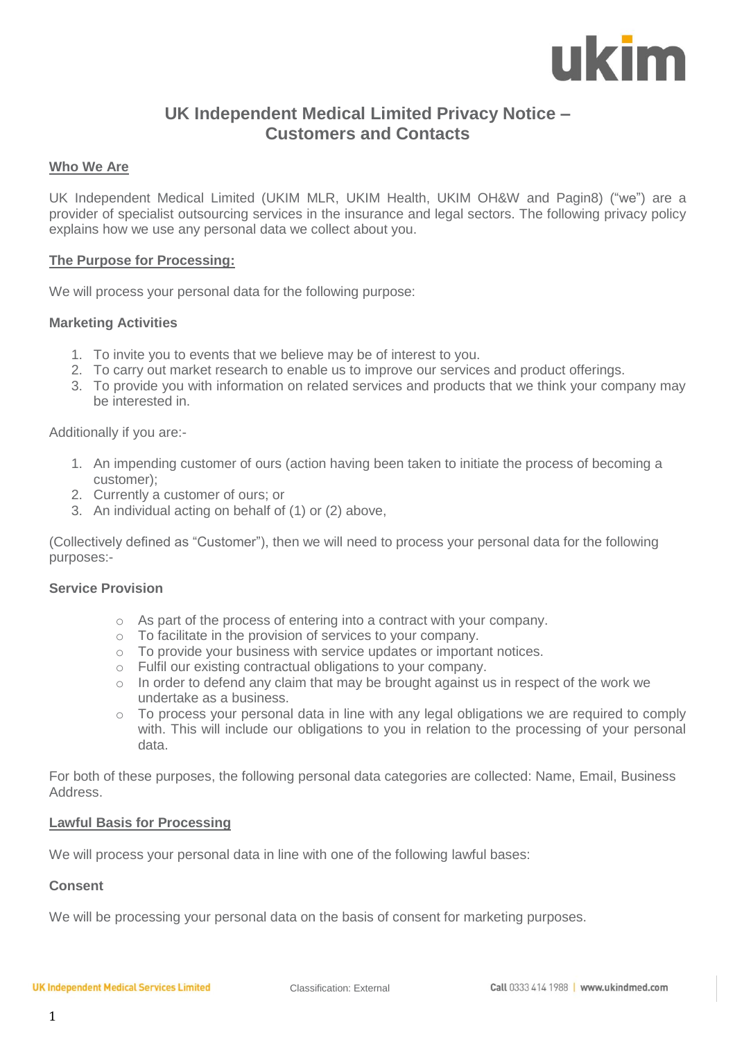# UK Independent Medical Limited Privacy Notice – Customers and Contacts

## Who We Are

UK Independent Medical Limited (UKIM MLR, UKIM Health, UKIM OH&W and Pagin8) ("we") are a provider of specialist outsourcing services in the insurance and legal sectors. The following privacy policy explains how we use any personal data we collect about you.

## The Purpose for Processing:

We will process your personal data for the following purpose:

### Marketing Activities

1. To invite you to events that we believe may be of interest to you.
2. To carry out market research to enable us to improve our services and product offerings.
3. To provide you with information on related services and products that we think your company may be interested in.

Additionally if you are:-

1. An impending customer of ours (action having been taken to initiate the process of becoming a customer);
2. Currently a customer of ours; or
3. An individual acting on behalf of (1) or (2) above,

(Collectively defined as "Customer"), then we will need to process your personal data for the following purposes:-

### Service Provision

- As part of the process of entering into a contract with your company.
- To facilitate in the provision of services to your company.
- To provide your business with service updates or important notices.
- Fulfil our existing contractual obligations to your company.
- In order to defend any claim that may be brought against us in respect of the work we undertake as a business.
- To process your personal data in line with any legal obligations we are required to comply with. This will include our obligations to you in relation to the processing of your personal data.

For both of these purposes, the following personal data categories are collected: Name, Email, Business Address.

## Lawful Basis for Processing

We will process your personal data in line with one of the following lawful bases:

### Consent

We will be processing your personal data on the basis of consent for marketing purposes.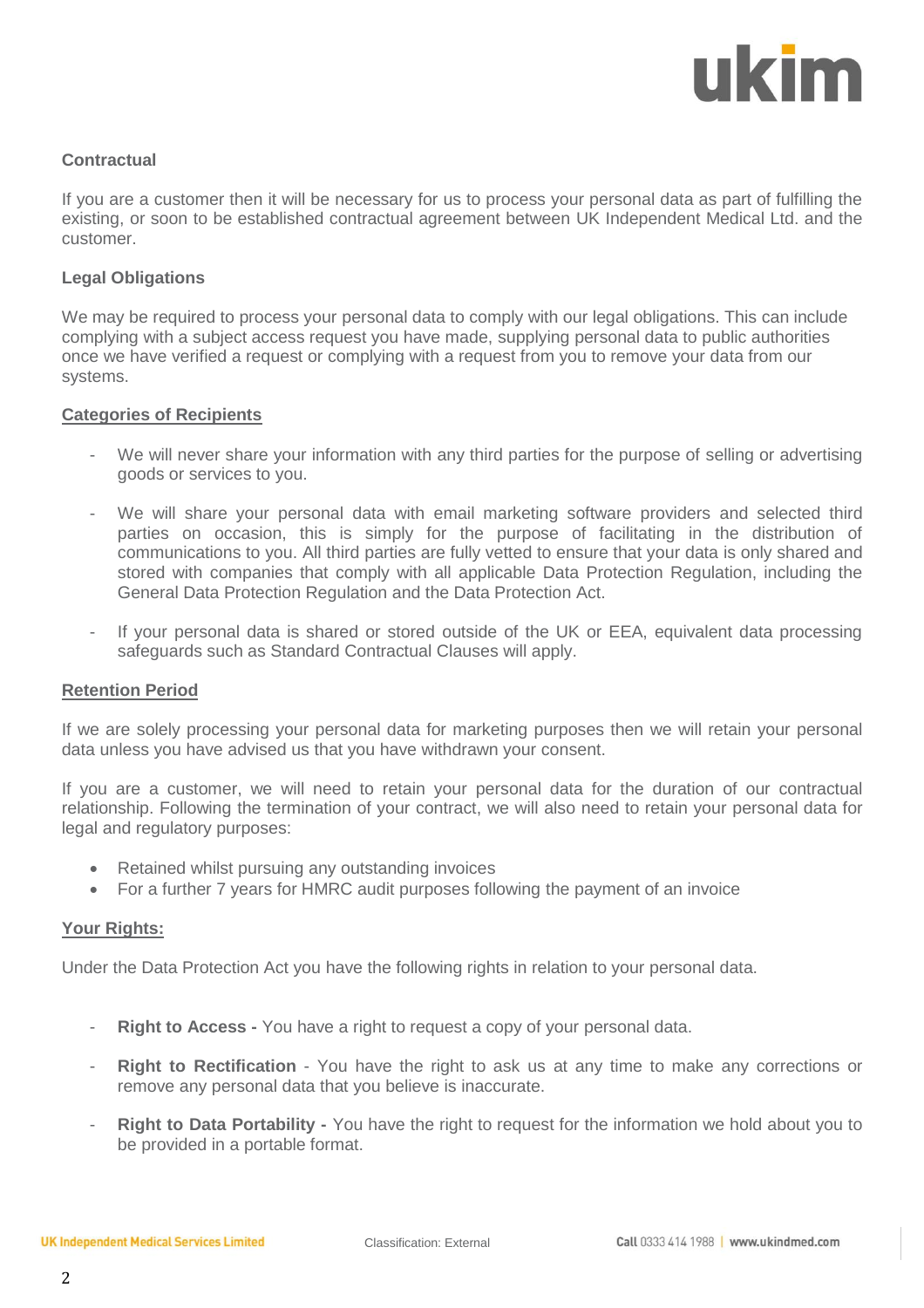**Contractual**

If you are a customer then it will be necessary for us to process your personal data as part of fulfilling the existing, or soon to be established contractual agreement between UK Independent Medical Ltd. and the customer.

**Legal Obligations**

We may be required to process your personal data to comply with our legal obligations. This can include complying with a subject access request you have made, supplying personal data to public authorities once we have verified a request or complying with a request from you to remove your data from our systems.

**Categories of Recipients**

- We will never share your information with any third parties for the purpose of selling or advertising goods or services to you.

- We will share your personal data with email marketing software providers and selected third parties on occasion, this is simply for the purpose of facilitating in the distribution of communications to you. All third parties are fully vetted to ensure that your data is only shared and stored with companies that comply with all applicable Data Protection Regulation, including the General Data Protection Regulation and the Data Protection Act.

- If your personal data is shared or stored outside of the UK or EEA, equivalent data processing safeguards such as Standard Contractual Clauses will apply.

**Retention Period**

If we are solely processing your personal data for marketing purposes then we will retain your personal data unless you have advised us that you have withdrawn your consent.

If you are a customer, we will need to retain your personal data for the duration of our contractual relationship. Following the termination of your contract, we will also need to retain your personal data for legal and regulatory purposes:

- Retained whilst pursuing any outstanding invoices
- For a further 7 years for HMRC audit purposes following the payment of an invoice

**Your Rights:**

Under the Data Protection Act you have the following rights in relation to your personal data.

- **Right to Access -** You have a right to request a copy of your personal data.

- **Right to Rectification** - You have the right to ask us at any time to make any corrections or remove any personal data that you believe is inaccurate.

- **Right to Data Portability -** You have the right to request for the information we hold about you to be provided in a portable format.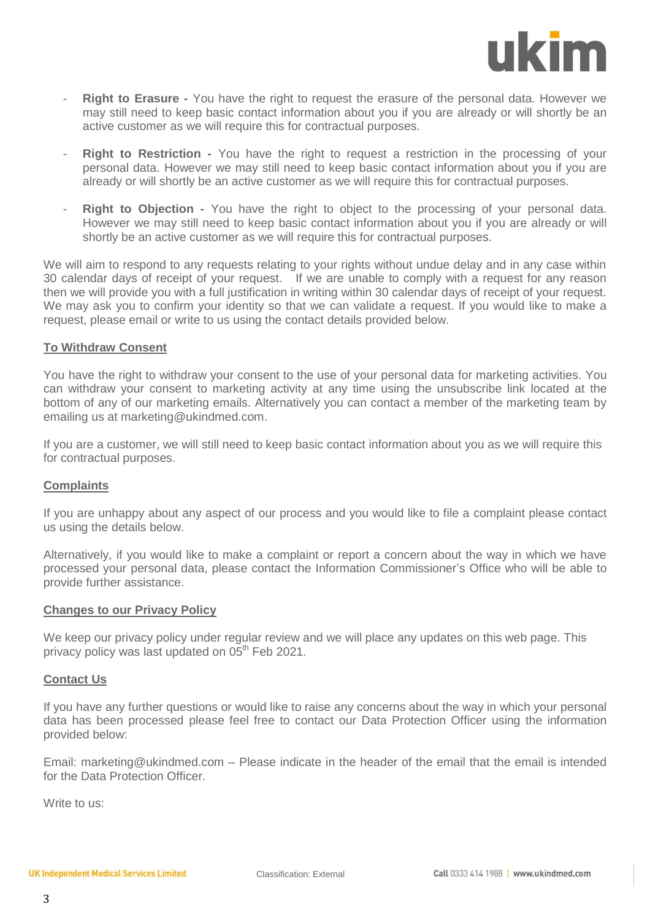- **Right to Erasure -** You have the right to request the erasure of the personal data. However we may still need to keep basic contact information about you if you are already or will shortly be an active customer as we will require this for contractual purposes.

- **Right to Restriction -** You have the right to request a restriction in the processing of your personal data. However we may still need to keep basic contact information about you if you are already or will shortly be an active customer as we will require this for contractual purposes.

- **Right to Objection -** You have the right to object to the processing of your personal data. However we may still need to keep basic contact information about you if you are already or will shortly be an active customer as we will require this for contractual purposes.

We will aim to respond to any requests relating to your rights without undue delay and in any case within 30 calendar days of receipt of your request. If we are unable to comply with a request for any reason then we will provide you with a full justification in writing within 30 calendar days of receipt of your request. We may ask you to confirm your identity so that we can validate a request. If you would like to make a request, please email or write to us using the contact details provided below.

## To Withdraw Consent

You have the right to withdraw your consent to the use of your personal data for marketing activities. You can withdraw your consent to marketing activity at any time using the unsubscribe link located at the bottom of any of our marketing emails. Alternatively you can contact a member of the marketing team by emailing us at marketing@ukindmed.com.

If you are a customer, we will still need to keep basic contact information about you as we will require this for contractual purposes.

## Complaints

If you are unhappy about any aspect of our process and you would like to file a complaint please contact us using the details below.

Alternatively, if you would like to make a complaint or report a concern about the way in which we have processed your personal data, please contact the Information Commissioner's Office who will be able to provide further assistance.

## Changes to our Privacy Policy

We keep our privacy policy under regular review and we will place any updates on this web page. This privacy policy was last updated on 05th Feb 2021.

## Contact Us

If you have any further questions or would like to raise any concerns about the way in which your personal data has been processed please feel free to contact our Data Protection Officer using the information provided below:

Email: marketing@ukindmed.com – Please indicate in the header of the email that the email is intended for the Data Protection Officer.

Write to us: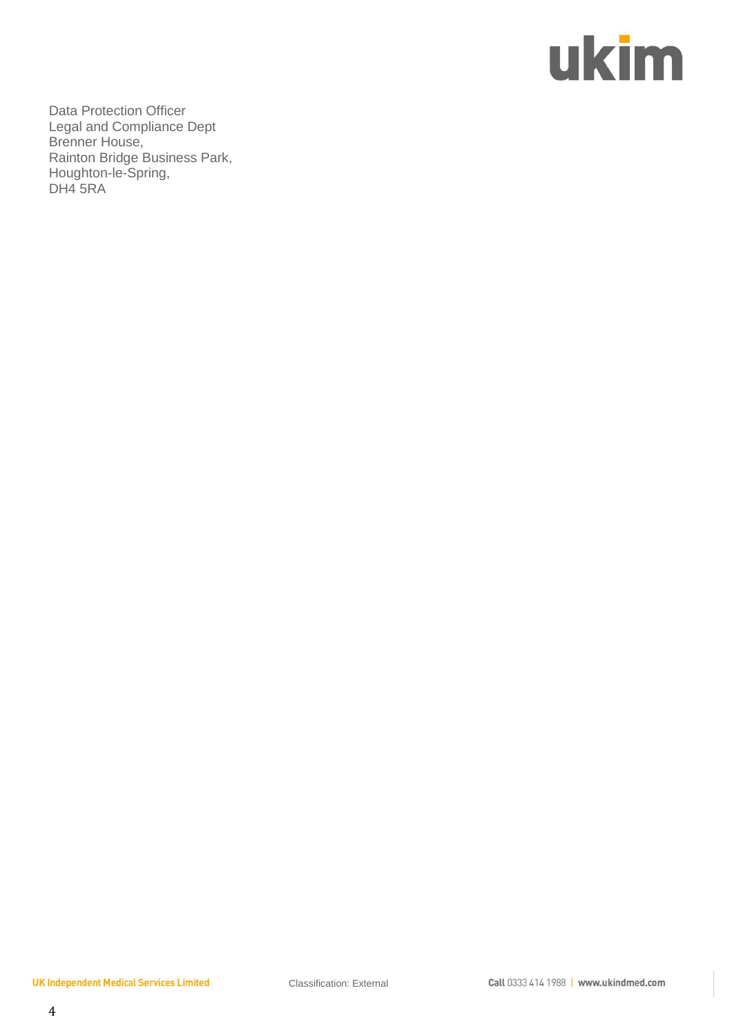Data Protection Officer
Legal and Compliance Dept
Brenner House,
Rainton Bridge Business Park,
Houghton-le-Spring,
DH4 5RA